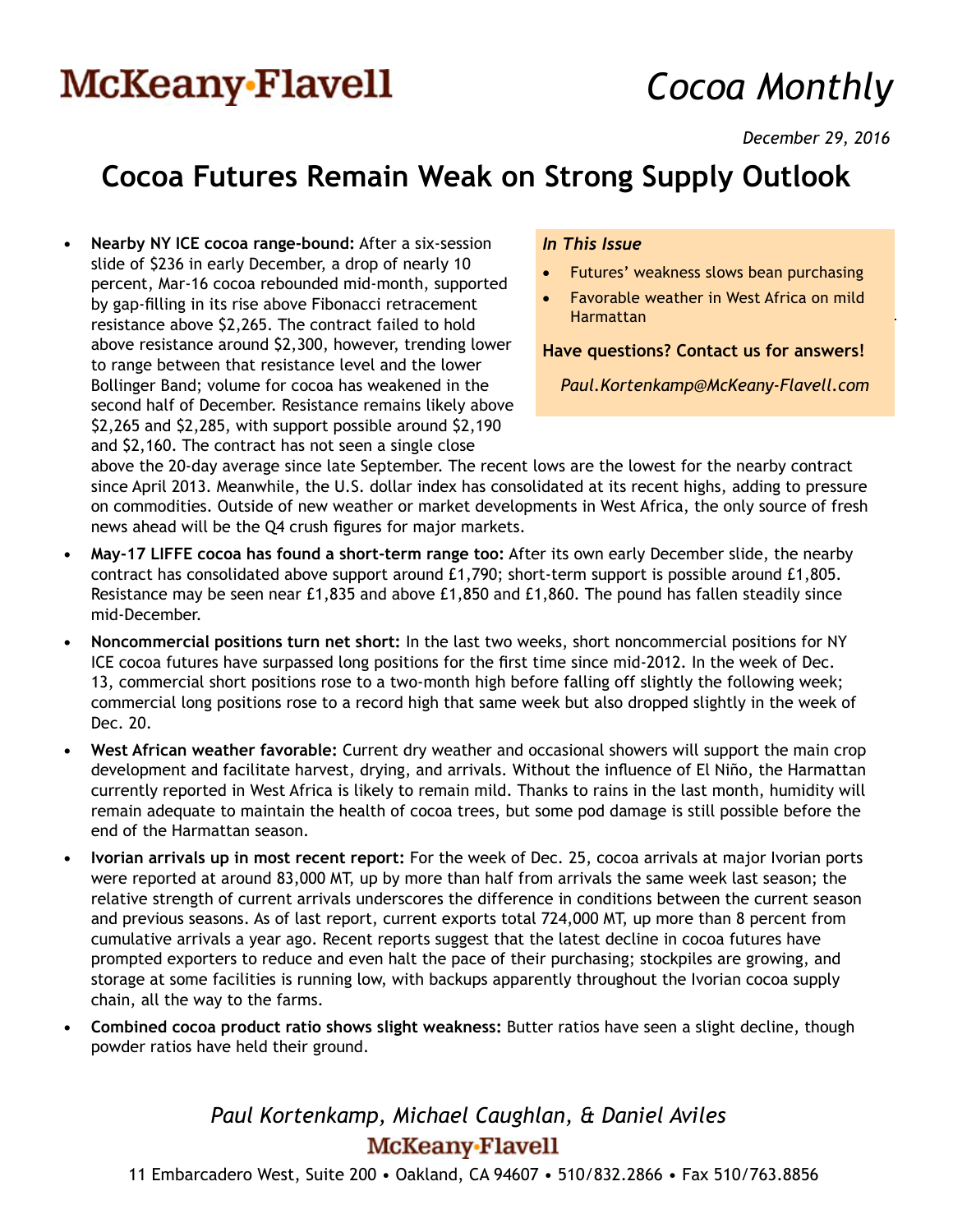McKeany·Flavell

# Cocoa Monthly

*December 29, 2016*

## Cocoa Futures Remain Weak on Strong Supply Outlook

***In This Issue***

- Futures' weakness slows bean purchasing
- Favorable weather in West Africa on mild Harmattan

**Have questions? Contact us for answers!**

*Paul.Kortenkamp@McKeany-Flavell.com*

- **Nearby NY ICE cocoa range-bound:** After a six-session slide of $236 in early December, a drop of nearly 10 percent, Mar-16 cocoa rebounded mid-month, supported by gap-filling in its rise above Fibonacci retracement resistance above $2,265. The contract failed to hold above resistance around $2,300, however, trending lower to range between that resistance level and the lower Bollinger Band; volume for cocoa has weakened in the second half of December. Resistance remains likely above $2,265 and $2,285, with support possible around $2,190 and $2,160. The contract has not seen a single close above the 20-day average since late September. The recent lows are the lowest for the nearby contract since April 2013. Meanwhile, the U.S. dollar index has consolidated at its recent highs, adding to pressure on commodities. Outside of new weather or market developments in West Africa, the only source of fresh news ahead will be the Q4 crush figures for major markets.
- **May-17 LIFFE cocoa has found a short-term range too:** After its own early December slide, the nearby contract has consolidated above support around £1,790; short-term support is possible around £1,805. Resistance may be seen near £1,835 and above £1,850 and £1,860. The pound has fallen steadily since mid-December.
- **Noncommercial positions turn net short:** In the last two weeks, short noncommercial positions for NY ICE cocoa futures have surpassed long positions for the first time since mid-2012. In the week of Dec. 13, commercial short positions rose to a two-month high before falling off slightly the following week; commercial long positions rose to a record high that same week but also dropped slightly in the week of Dec. 20.
- **West African weather favorable:** Current dry weather and occasional showers will support the main crop development and facilitate harvest, drying, and arrivals. Without the influence of El Niño, the Harmattan currently reported in West Africa is likely to remain mild. Thanks to rains in the last month, humidity will remain adequate to maintain the health of cocoa trees, but some pod damage is still possible before the end of the Harmattan season.
- **Ivorian arrivals up in most recent report:** For the week of Dec. 25, cocoa arrivals at major Ivorian ports were reported at around 83,000 MT, up by more than half from arrivals the same week last season; the relative strength of current arrivals underscores the difference in conditions between the current season and previous seasons. As of last report, current exports total 724,000 MT, up more than 8 percent from cumulative arrivals a year ago. Recent reports suggest that the latest decline in cocoa futures have prompted exporters to reduce and even halt the pace of their purchasing; stockpiles are growing, and storage at some facilities is running low, with backups apparently throughout the Ivorian cocoa supply chain, all the way to the farms.
- **Combined cocoa product ratio shows slight weakness:** Butter ratios have seen a slight decline, though powder ratios have held their ground.

*Paul Kortenkamp, Michael Caughlan, & Daniel Aviles*

McKeany·Flavell

11 Embarcadero West, Suite 200 • Oakland, CA 94607 • 510/832.2866 • Fax 510/763.8856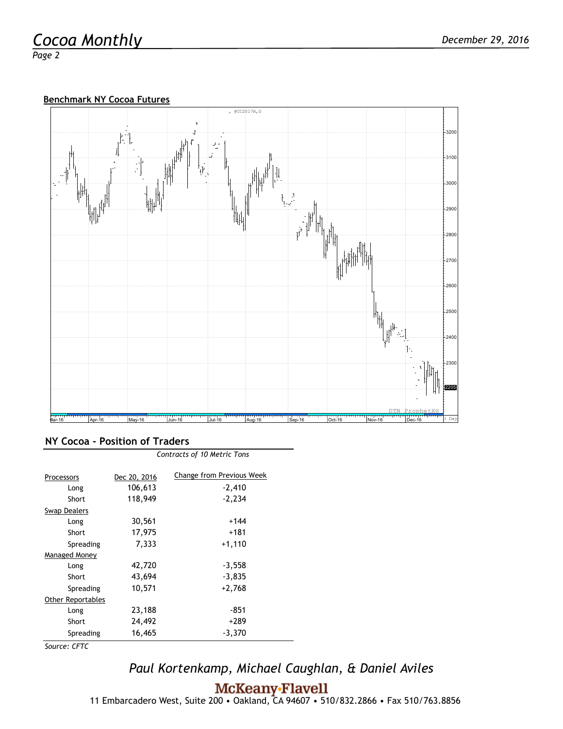**Benchmark NY Cocoa Futures**

, @CC2017H,D

3200
3100
3000
2900
2800
2700
2600
2500
2400
2300
2205

DTN ProphetX®

Mar-16 Apr-16 May-16 Jun-16 Jul-16 Aug-16 Sep-16 Oct-16 Nov-16 Dec-16 1 Day

## NY Cocoa - Position of Traders

*Contracts of 10 Metric Tons*

| | Dec 20, 2016 | Change from Previous Week |
|---|---|---|
| Processors | | |
| Long | 106,613 | -2,410 |
| Short | 118,949 | -2,234 |
| Swap Dealers | | |
| Long | 30,561 | +144 |
| Short | 17,975 | +181 |
| Spreading | 7,333 | +1,110 |
| Managed Money | | |
| Long | 42,720 | -3,558 |
| Short | 43,694 | -3,835 |
| Spreading | 10,571 | +2,768 |
| Other Reportables | | |
| Long | 23,188 | -851 |
| Short | 24,492 | +289 |
| Spreading | 16,465 | -3,370 |

*Source: CFTC*

*Paul Kortenkamp, Michael Caughlan, & Daniel Aviles*

McKeany-Flavell

11 Embarcadero West, Suite 200 • Oakland, CA 94607 • 510/832.2866 • Fax 510/763.8856